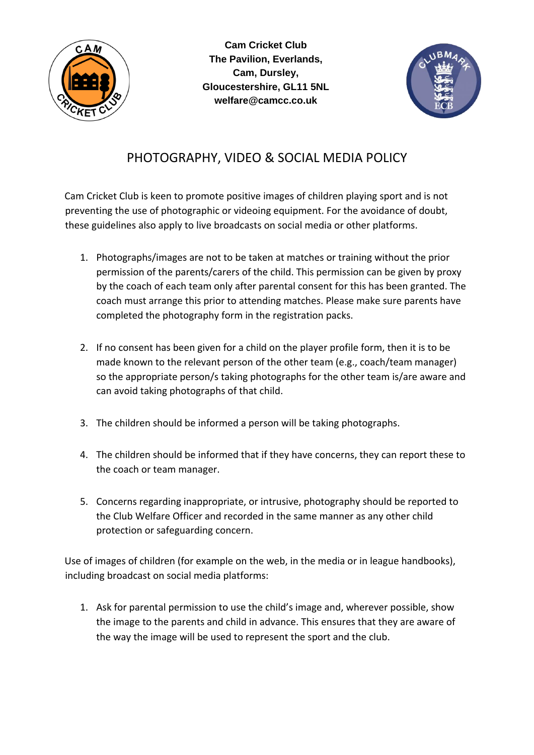**Cam Cricket Club**
**The Pavilion, Everlands,**
**Cam, Dursley,**
**Gloucestershire, GL11 5NL**
**welfare@camcc.co.uk**

# PHOTOGRAPHY, VIDEO & SOCIAL MEDIA POLICY

Cam Cricket Club is keen to promote positive images of children playing sport and is not preventing the use of photographic or videoing equipment. For the avoidance of doubt, these guidelines also apply to live broadcasts on social media or other platforms.

1. Photographs/images are not to be taken at matches or training without the prior permission of the parents/carers of the child. This permission can be given by proxy by the coach of each team only after parental consent for this has been granted. The coach must arrange this prior to attending matches. Please make sure parents have completed the photography form in the registration packs.

2. If no consent has been given for a child on the player profile form, then it is to be made known to the relevant person of the other team (e.g., coach/team manager) so the appropriate person/s taking photographs for the other team is/are aware and can avoid taking photographs of that child.

3. The children should be informed a person will be taking photographs.

4. The children should be informed that if they have concerns, they can report these to the coach or team manager.

5. Concerns regarding inappropriate, or intrusive, photography should be reported to the Club Welfare Officer and recorded in the same manner as any other child protection or safeguarding concern.

Use of images of children (for example on the web, in the media or in league handbooks), including broadcast on social media platforms:

1. Ask for parental permission to use the child's image and, wherever possible, show the image to the parents and child in advance. This ensures that they are aware of the way the image will be used to represent the sport and the club.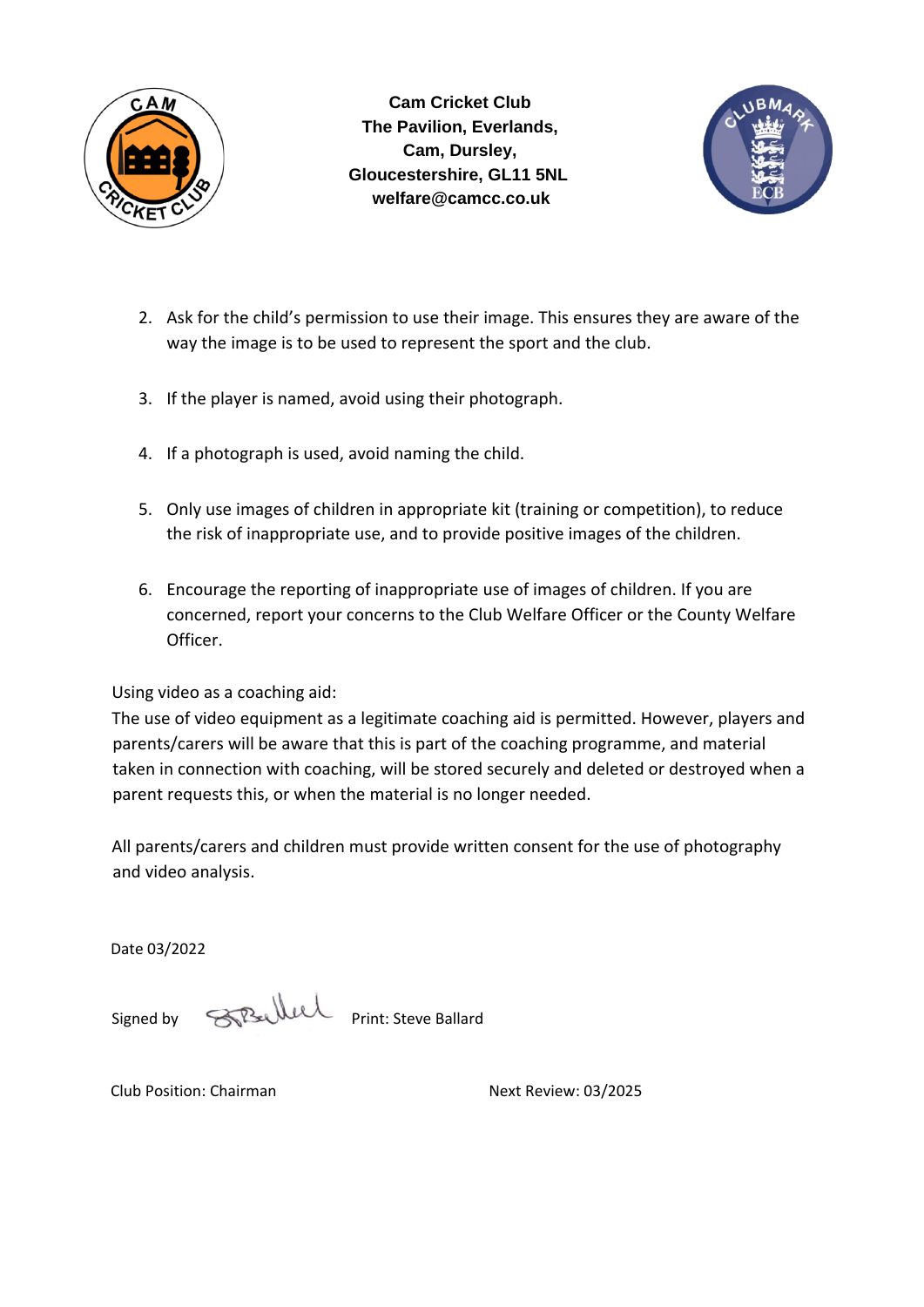**Cam Cricket Club**
**The Pavilion, Everlands,**
**Cam, Dursley,**
**Gloucestershire, GL11 5NL**
**welfare@camcc.co.uk**

2. Ask for the child's permission to use their image. This ensures they are aware of the way the image is to be used to represent the sport and the club.

3. If the player is named, avoid using their photograph.

4. If a photograph is used, avoid naming the child.

5. Only use images of children in appropriate kit (training or competition), to reduce the risk of inappropriate use, and to provide positive images of the children.

6. Encourage the reporting of inappropriate use of images of children. If you are concerned, report your concerns to the Club Welfare Officer or the County Welfare Officer.

Using video as a coaching aid:
The use of video equipment as a legitimate coaching aid is permitted. However, players and parents/carers will be aware that this is part of the coaching programme, and material taken in connection with coaching, will be stored securely and deleted or destroyed when a parent requests this, or when the material is no longer needed.

All parents/carers and children must provide written consent for the use of photography and video analysis.

Date 03/2022

Signed by Print: Steve Ballard

Club Position: Chairman Next Review: 03/2025